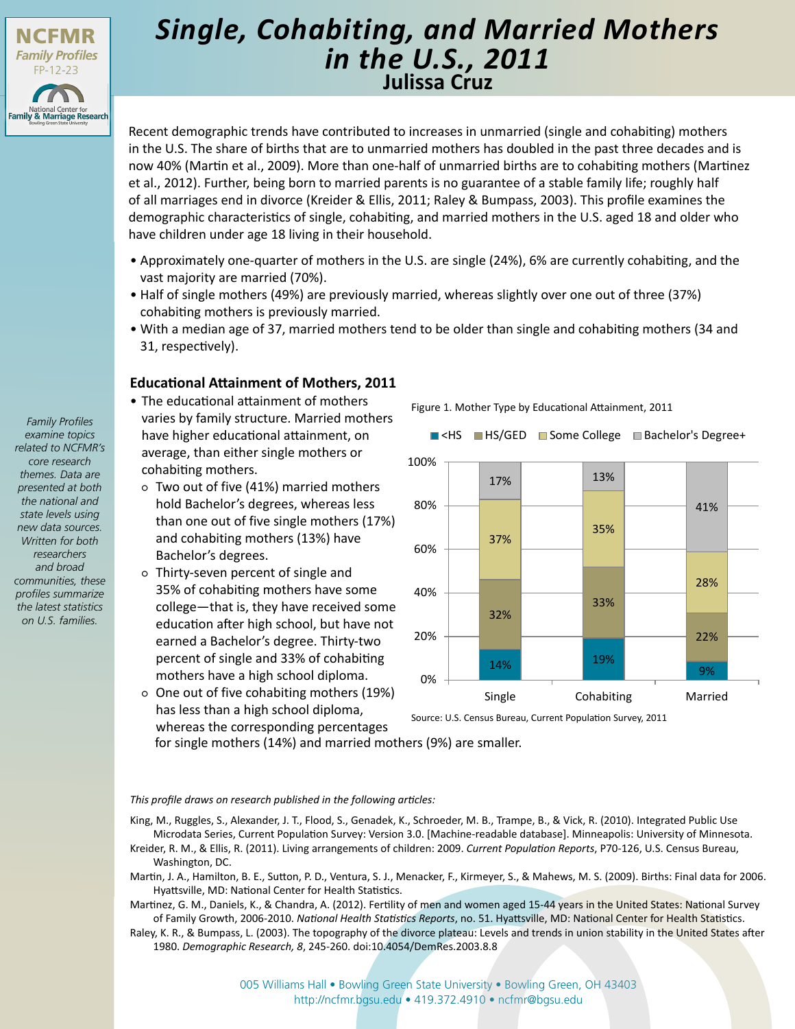NCFMR Family Profiles FP-12-23

National Center for Family & Marriage Research

# Single, Cohabiting, and Married Mothers in the U.S., 2011

**Julissa Cruz**

Recent demographic trends have contributed to increases in unmarried (single and cohabiting) mothers in the U.S. The share of births that are to unmarried mothers has doubled in the past three decades and is now 40% (Martin et al., 2009). More than one-half of unmarried births are to cohabiting mothers (Martinez et al., 2012). Further, being born to married parents is no guarantee of a stable family life; roughly half of all marriages end in divorce (Kreider & Ellis, 2011; Raley & Bumpass, 2003). This profile examines the demographic characteristics of single, cohabiting, and married mothers in the U.S. aged 18 and older who have children under age 18 living in their household.

- Approximately one-quarter of mothers in the U.S. are single (24%), 6% are currently cohabiting, and the vast majority are married (70%).
- Half of single mothers (49%) are previously married, whereas slightly over one out of three (37%) cohabiting mothers is previously married.
- With a median age of 37, married mothers tend to be older than single and cohabiting mothers (34 and 31, respectively).

*Family Profiles examine topics related to NCFMR's core research themes. Data are presented at both the national and state levels using new data sources. Written for both researchers and broad communities, these profiles summarize the latest statistics on U.S. families.*

## Educational Attainment of Mothers, 2011

- The educational attainment of mothers varies by family structure. Married mothers have higher educational attainment, on average, than either single mothers or cohabiting mothers.
  - Two out of five (41%) married mothers hold Bachelor's degrees, whereas less than one out of five single mothers (17%) and cohabiting mothers (13%) have Bachelor's degrees.
  - Thirty-seven percent of single and 35% of cohabiting mothers have some college—that is, they have received some education after high school, but have not earned a Bachelor's degree. Thirty-two percent of single and 33% of cohabiting mothers have a high school diploma.
  - One out of five cohabiting mothers (19%) has less than a high school diploma, whereas the corresponding percentages for single mothers (14%) and married mothers (9%) are smaller.

Figure 1. Mother Type by Educational Attainment, 2011

| | <HS | HS/GED | Some College | Bachelor's Degree+ |
|---|---|---|---|---|
| Single | 14% | 32% | 37% | 17% |
| Cohabiting | 19% | 33% | 35% | 13% |
| Married | 9% | 22% | 28% | 41% |

Source: U.S. Census Bureau, Current Population Survey, 2011

*This profile draws on research published in the following articles:*

King, M., Ruggles, S., Alexander, J. T., Flood, S., Genadek, K., Schroeder, M. B., Trampe, B., & Vick, R. (2010). Integrated Public Use Microdata Series, Current Population Survey: Version 3.0. [Machine-readable database]. Minneapolis: University of Minnesota.

Kreider, R. M., & Ellis, R. (2011). Living arrangements of children: 2009. *Current Population Reports*, P70-126, U.S. Census Bureau, Washington, DC.

Martin, J. A., Hamilton, B. E., Sutton, P. D., Ventura, S. J., Menacker, F., Kirmeyer, S., & Mahews, M. S. (2009). Births: Final data for 2006. Hyattsville, MD: National Center for Health Statistics.

Martinez, G. M., Daniels, K., & Chandra, A. (2012). Fertility of men and women aged 15-44 years in the United States: National Survey of Family Growth, 2006-2010. *National Health Statistics Reports*, no. 51. Hyattsville, MD: National Center for Health Statistics.

Raley, K. R., & Bumpass, L. (2003). The topography of the divorce plateau: Levels and trends in union stability in the United States after 1980. *Demographic Research, 8*, 245-260. doi:10.4054/DemRes.2003.8.8

005 Williams Hall • Bowling Green State University • Bowling Green, OH 43403
http://ncfmr.bgsu.edu • 419.372.4910 • ncfmr@bgsu.edu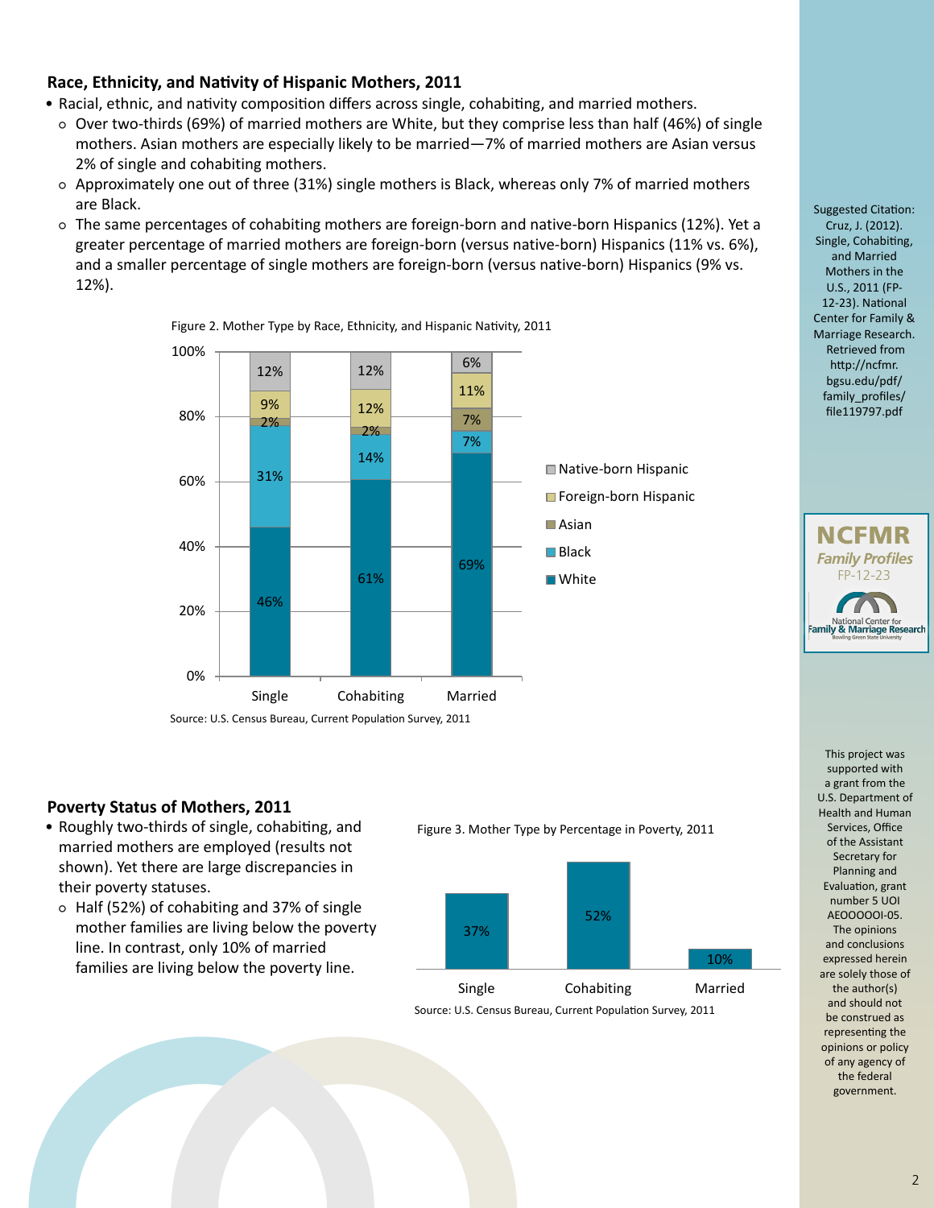## Race, Ethnicity, and Nativity of Hispanic Mothers, 2011

- Racial, ethnic, and nativity composition differs across single, cohabiting, and married mothers.
  - Over two-thirds (69%) of married mothers are White, but they comprise less than half (46%) of single mothers. Asian mothers are especially likely to be married—7% of married mothers are Asian versus 2% of single and cohabiting mothers.
  - Approximately one out of three (31%) single mothers is Black, whereas only 7% of married mothers are Black.
  - The same percentages of cohabiting mothers are foreign-born and native-born Hispanics (12%). Yet a greater percentage of married mothers are foreign-born (versus native-born) Hispanics (11% vs. 6%), and a smaller percentage of single mothers are foreign-born (versus native-born) Hispanics (9% vs. 12%).

Figure 2. Mother Type by Race, Ethnicity, and Hispanic Nativity, 2011

100%
80%
60%
40%
20%
0%

Single: 46%, 31%, 2%, 9%, 12%
Cohabiting: 61%, 14%, 2%, 12%, 12%
Married: 69%, 7%, 7%, 11%, 6%

Native-born Hispanic
Foreign-born Hispanic
Asian
Black
White

Source: U.S. Census Bureau, Current Population Survey, 2011

## Poverty Status of Mothers, 2011

- Roughly two-thirds of single, cohabiting, and married mothers are employed (results not shown). Yet there are large discrepancies in their poverty statuses.
  - Half (52%) of cohabiting and 37% of single mother families are living below the poverty line. In contrast, only 10% of married families are living below the poverty line.

Figure 3. Mother Type by Percentage in Poverty, 2011

Single: 37%
Cohabiting: 52%
Married: 10%

Source: U.S. Census Bureau, Current Population Survey, 2011

Suggested Citation: Cruz, J. (2012). Single, Cohabiting, and Married Mothers in the U.S., 2011 (FP-12-23). National Center for Family & Marriage Research. Retrieved from http://ncfmr.bgsu.edu/pdf/family_profiles/file119797.pdf

NCFMR Family Profiles FP-12-23

National Center for Family & Marriage Research
Bowling Green State University

This project was supported with a grant from the U.S. Department of Health and Human Services, Office of the Assistant Secretary for Planning and Evaluation, grant number 5 UOI AEOOOOOI-05. The opinions and conclusions expressed herein are solely those of the author(s) and should not be construed as representing the opinions or policy of any agency of the federal government.